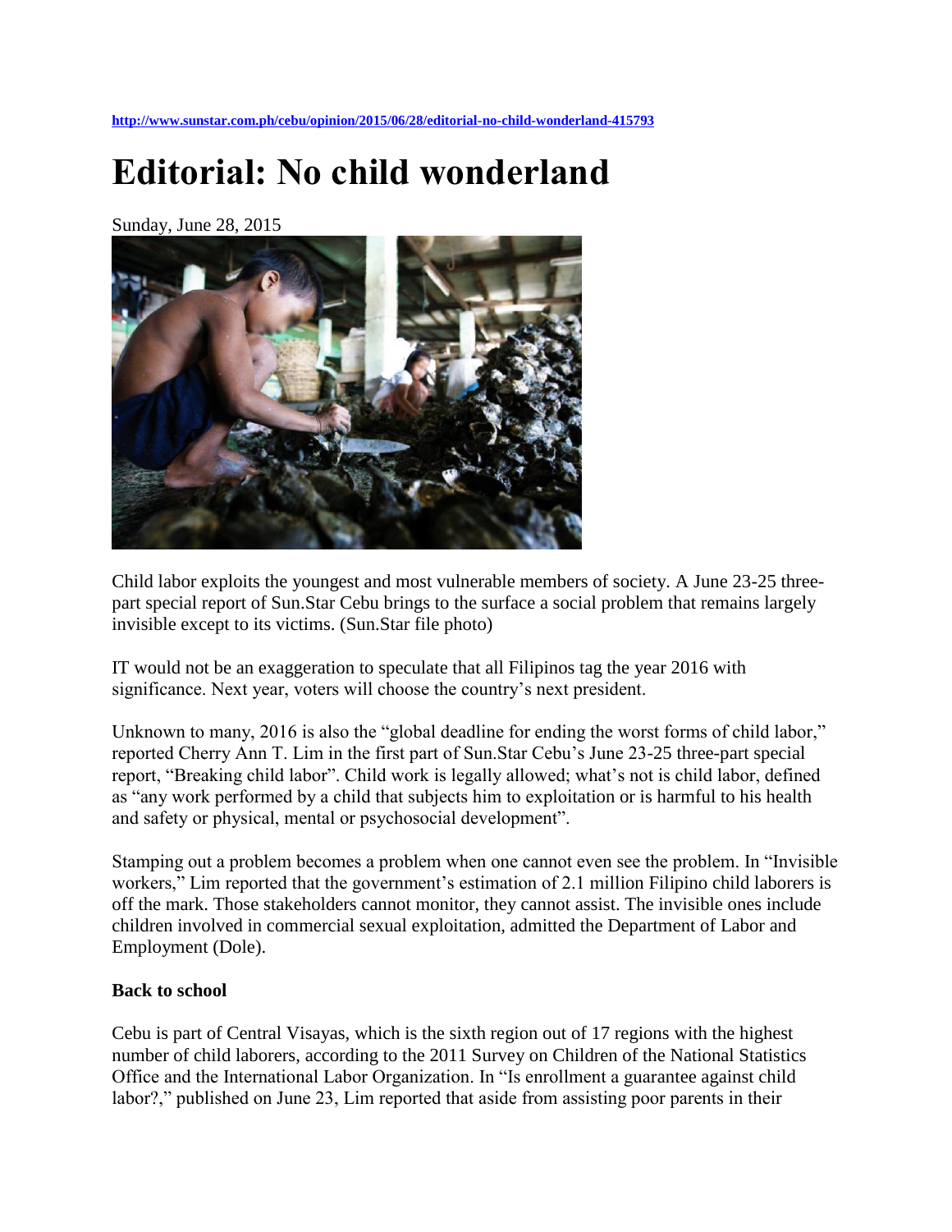http://www.sunstar.com.ph/cebu/opinion/2015/06/28/editorial-no-child-wonderland-415793

# Editorial: No child wonderland

Sunday, June 28, 2015

Child labor exploits the youngest and most vulnerable members of society. A June 23-25 three-part special report of Sun.Star Cebu brings to the surface a social problem that remains largely invisible except to its victims. (Sun.Star file photo)

IT would not be an exaggeration to speculate that all Filipinos tag the year 2016 with significance. Next year, voters will choose the country's next president.

Unknown to many, 2016 is also the "global deadline for ending the worst forms of child labor," reported Cherry Ann T. Lim in the first part of Sun.Star Cebu's June 23-25 three-part special report, "Breaking child labor". Child work is legally allowed; what's not is child labor, defined as "any work performed by a child that subjects him to exploitation or is harmful to his health and safety or physical, mental or psychosocial development".

Stamping out a problem becomes a problem when one cannot even see the problem. In "Invisible workers," Lim reported that the government's estimation of 2.1 million Filipino child laborers is off the mark. Those stakeholders cannot monitor, they cannot assist. The invisible ones include children involved in commercial sexual exploitation, admitted the Department of Labor and Employment (Dole).

**Back to school**

Cebu is part of Central Visayas, which is the sixth region out of 17 regions with the highest number of child laborers, according to the 2011 Survey on Children of the National Statistics Office and the International Labor Organization. In "Is enrollment a guarantee against child labor?," published on June 23, Lim reported that aside from assisting poor parents in their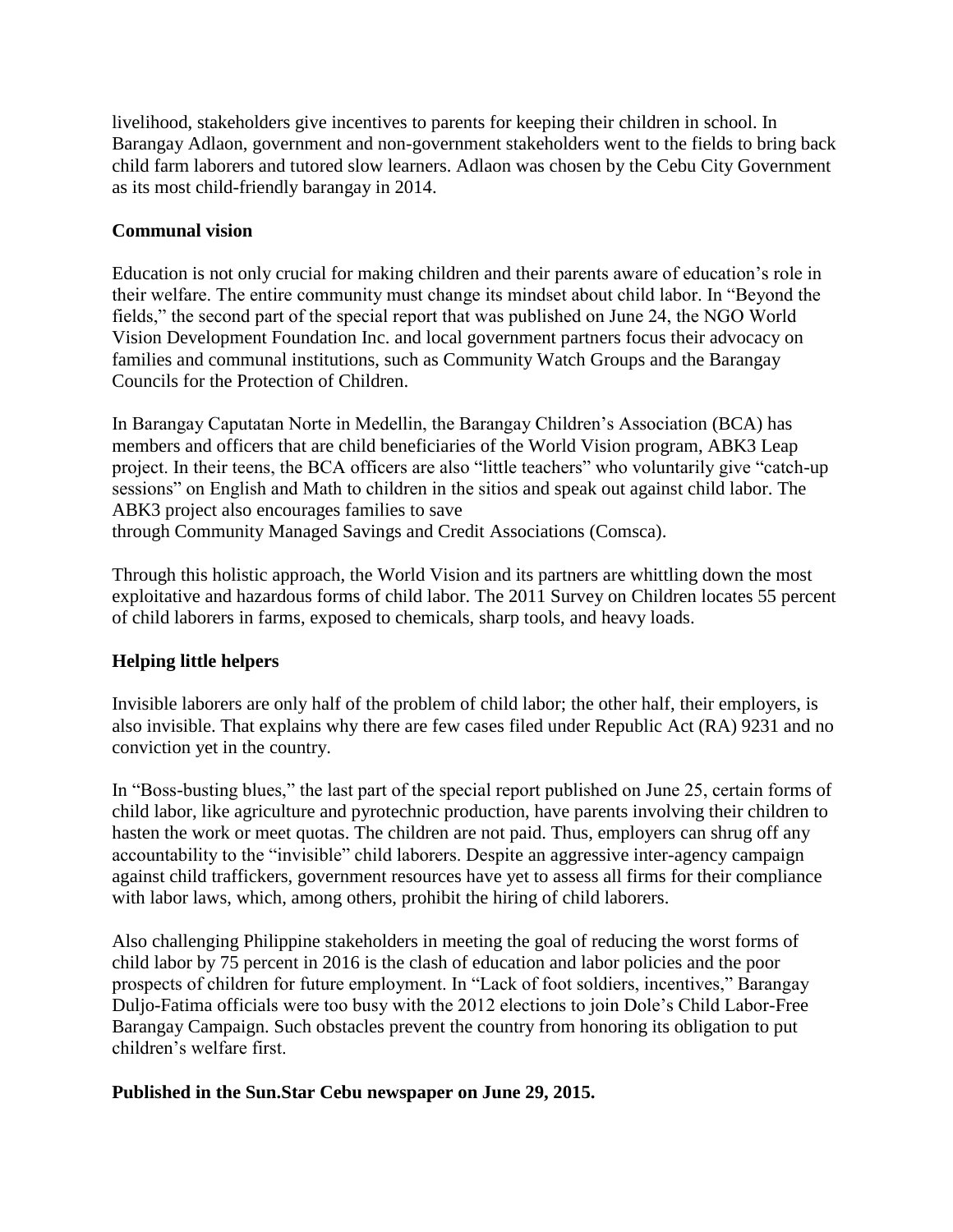livelihood, stakeholders give incentives to parents for keeping their children in school. In Barangay Adlaon, government and non-government stakeholders went to the fields to bring back child farm laborers and tutored slow learners. Adlaon was chosen by the Cebu City Government as its most child-friendly barangay in 2014.

**Communal vision**

Education is not only crucial for making children and their parents aware of education's role in their welfare. The entire community must change its mindset about child labor. In "Beyond the fields," the second part of the special report that was published on June 24, the NGO World Vision Development Foundation Inc. and local government partners focus their advocacy on families and communal institutions, such as Community Watch Groups and the Barangay Councils for the Protection of Children.

In Barangay Caputatan Norte in Medellin, the Barangay Children's Association (BCA) has members and officers that are child beneficiaries of the World Vision program, ABK3 Leap project. In their teens, the BCA officers are also "little teachers" who voluntarily give "catch-up sessions" on English and Math to children in the sitios and speak out against child labor. The ABK3 project also encourages families to save through Community Managed Savings and Credit Associations (Comsca).

Through this holistic approach, the World Vision and its partners are whittling down the most exploitative and hazardous forms of child labor. The 2011 Survey on Children locates 55 percent of child laborers in farms, exposed to chemicals, sharp tools, and heavy loads.

**Helping little helpers**

Invisible laborers are only half of the problem of child labor; the other half, their employers, is also invisible. That explains why there are few cases filed under Republic Act (RA) 9231 and no conviction yet in the country.

In "Boss-busting blues," the last part of the special report published on June 25, certain forms of child labor, like agriculture and pyrotechnic production, have parents involving their children to hasten the work or meet quotas. The children are not paid. Thus, employers can shrug off any accountability to the "invisible" child laborers. Despite an aggressive inter-agency campaign against child traffickers, government resources have yet to assess all firms for their compliance with labor laws, which, among others, prohibit the hiring of child laborers.

Also challenging Philippine stakeholders in meeting the goal of reducing the worst forms of child labor by 75 percent in 2016 is the clash of education and labor policies and the poor prospects of children for future employment. In "Lack of foot soldiers, incentives," Barangay Duljo-Fatima officials were too busy with the 2012 elections to join Dole's Child Labor-Free Barangay Campaign. Such obstacles prevent the country from honoring its obligation to put children's welfare first.

**Published in the Sun.Star Cebu newspaper on June 29, 2015.**